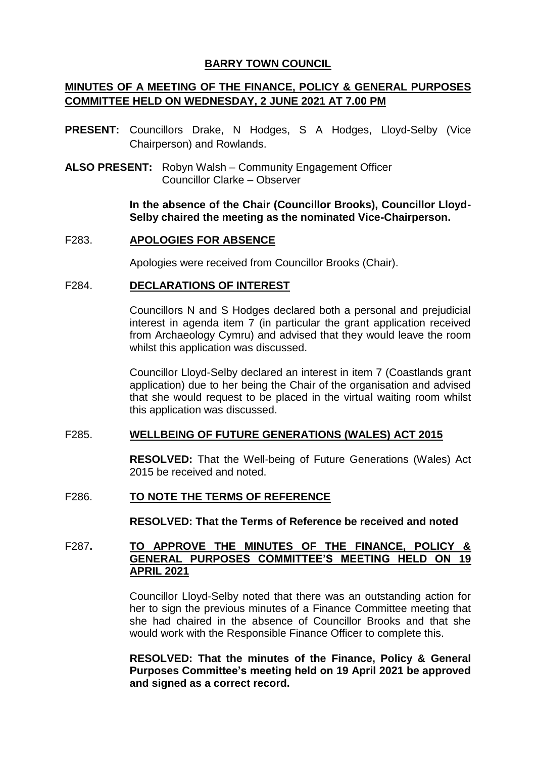# BARRY TOWN COUNCIL

## MINUTES OF A MEETING OF THE FINANCE, POLICY & GENERAL PURPOSES COMMITTEE HELD ON WEDNESDAY, 2 JUNE 2021 AT 7.00 PM

**PRESENT:** Councillors Drake, N Hodges, S A Hodges, Lloyd-Selby (Vice Chairperson) and Rowlands.

**ALSO PRESENT:** Robyn Walsh – Community Engagement Officer
Councillor Clarke – Observer

**In the absence of the Chair (Councillor Brooks), Councillor Lloyd-Selby chaired the meeting as the nominated Vice-Chairperson.**

### F283. APOLOGIES FOR ABSENCE

Apologies were received from Councillor Brooks (Chair).

### F284. DECLARATIONS OF INTEREST

Councillors N and S Hodges declared both a personal and prejudicial interest in agenda item 7 (in particular the grant application received from Archaeology Cymru) and advised that they would leave the room whilst this application was discussed.

Councillor Lloyd-Selby declared an interest in item 7 (Coastlands grant application) due to her being the Chair of the organisation and advised that she would request to be placed in the virtual waiting room whilst this application was discussed.

### F285. WELLBEING OF FUTURE GENERATIONS (WALES) ACT 2015

**RESOLVED:** That the Well-being of Future Generations (Wales) Act 2015 be received and noted.

### F286. TO NOTE THE TERMS OF REFERENCE

**RESOLVED: That the Terms of Reference be received and noted**

### F287. TO APPROVE THE MINUTES OF THE FINANCE, POLICY & GENERAL PURPOSES COMMITTEE'S MEETING HELD ON 19 APRIL 2021

Councillor Lloyd-Selby noted that there was an outstanding action for her to sign the previous minutes of a Finance Committee meeting that she had chaired in the absence of Councillor Brooks and that she would work with the Responsible Finance Officer to complete this.

**RESOLVED: That the minutes of the Finance, Policy & General Purposes Committee's meeting held on 19 April 2021 be approved and signed as a correct record.**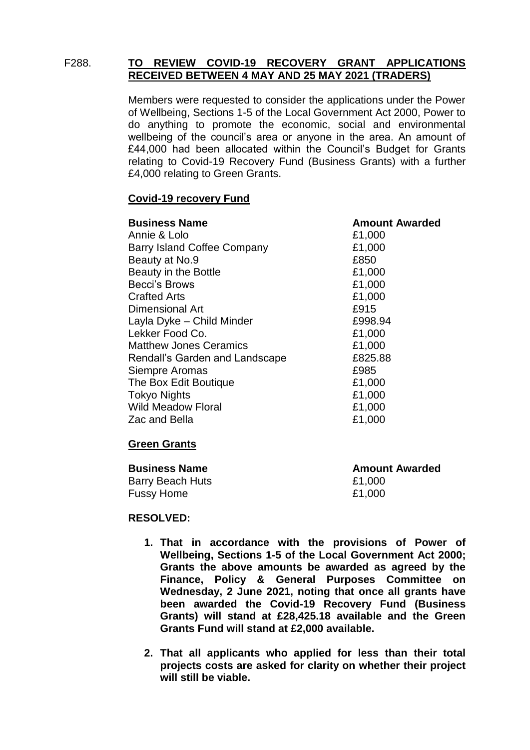## F288. **TO REVIEW COVID-19 RECOVERY GRANT APPLICATIONS RECEIVED BETWEEN 4 MAY AND 25 MAY 2021 (TRADERS)**

Members were requested to consider the applications under the Power of Wellbeing, Sections 1-5 of the Local Government Act 2000, Power to do anything to promote the economic, social and environmental wellbeing of the council's area or anyone in the area. An amount of £44,000 had been allocated within the Council's Budget for Grants relating to Covid-19 Recovery Fund (Business Grants) with a further £4,000 relating to Green Grants.

**Covid-19 recovery Fund**

| **Business Name** | **Amount Awarded** |
|---|---|
| Annie & Lolo | £1,000 |
| Barry Island Coffee Company | £1,000 |
| Beauty at No.9 | £850 |
| Beauty in the Bottle | £1,000 |
| Becci's Brows | £1,000 |
| Crafted Arts | £1,000 |
| Dimensional Art | £915 |
| Layla Dyke – Child Minder | £998.94 |
| Lekker Food Co. | £1,000 |
| Matthew Jones Ceramics | £1,000 |
| Rendall's Garden and Landscape | £825.88 |
| Siempre Aromas | £985 |
| The Box Edit Boutique | £1,000 |
| Tokyo Nights | £1,000 |
| Wild Meadow Floral | £1,000 |
| Zac and Bella | £1,000 |

**Green Grants**

| **Business Name** | **Amount Awarded** |
|---|---|
| Barry Beach Huts | £1,000 |
| Fussy Home | £1,000 |

**RESOLVED:**

1. **That in accordance with the provisions of Power of Wellbeing, Sections 1-5 of the Local Government Act 2000; Grants the above amounts be awarded as agreed by the Finance, Policy & General Purposes Committee on Wednesday, 2 June 2021, noting that once all grants have been awarded the Covid-19 Recovery Fund (Business Grants) will stand at £28,425.18 available and the Green Grants Fund will stand at £2,000 available.**

2. **That all applicants who applied for less than their total projects costs are asked for clarity on whether their project will still be viable.**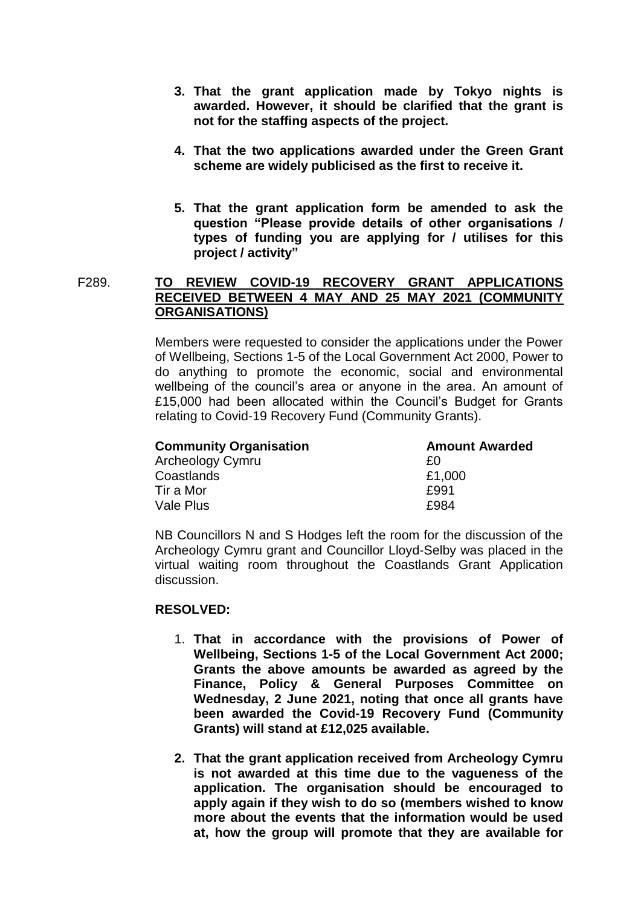3. **That the grant application made by Tokyo nights is awarded. However, it should be clarified that the grant is not for the staffing aspects of the project.**

4. **That the two applications awarded under the Green Grant scheme are widely publicised as the first to receive it.**

5. **That the grant application form be amended to ask the question "Please provide details of other organisations / types of funding you are applying for / utilises for this project / activity"**

F289. **TO REVIEW COVID-19 RECOVERY GRANT APPLICATIONS RECEIVED BETWEEN 4 MAY AND 25 MAY 2021 (COMMUNITY ORGANISATIONS)**

Members were requested to consider the applications under the Power of Wellbeing, Sections 1-5 of the Local Government Act 2000, Power to do anything to promote the economic, social and environmental wellbeing of the council's area or anyone in the area. An amount of £15,000 had been allocated within the Council's Budget for Grants relating to Covid-19 Recovery Fund (Community Grants).

| **Community Organisation** | **Amount Awarded** |
|---|---|
| Archeology Cymru | £0 |
| Coastlands | £1,000 |
| Tir a Mor | £991 |
| Vale Plus | £984 |

NB Councillors N and S Hodges left the room for the discussion of the Archeology Cymru grant and Councillor Lloyd-Selby was placed in the virtual waiting room throughout the Coastlands Grant Application discussion.

**RESOLVED:**

1. **That in accordance with the provisions of Power of Wellbeing, Sections 1-5 of the Local Government Act 2000; Grants the above amounts be awarded as agreed by the Finance, Policy & General Purposes Committee on Wednesday, 2 June 2021, noting that once all grants have been awarded the Covid-19 Recovery Fund (Community Grants) will stand at £12,025 available.**

2. **That the grant application received from Archeology Cymru is not awarded at this time due to the vagueness of the application. The organisation should be encouraged to apply again if they wish to do so (members wished to know more about the events that the information would be used at, how the group will promote that they are available for**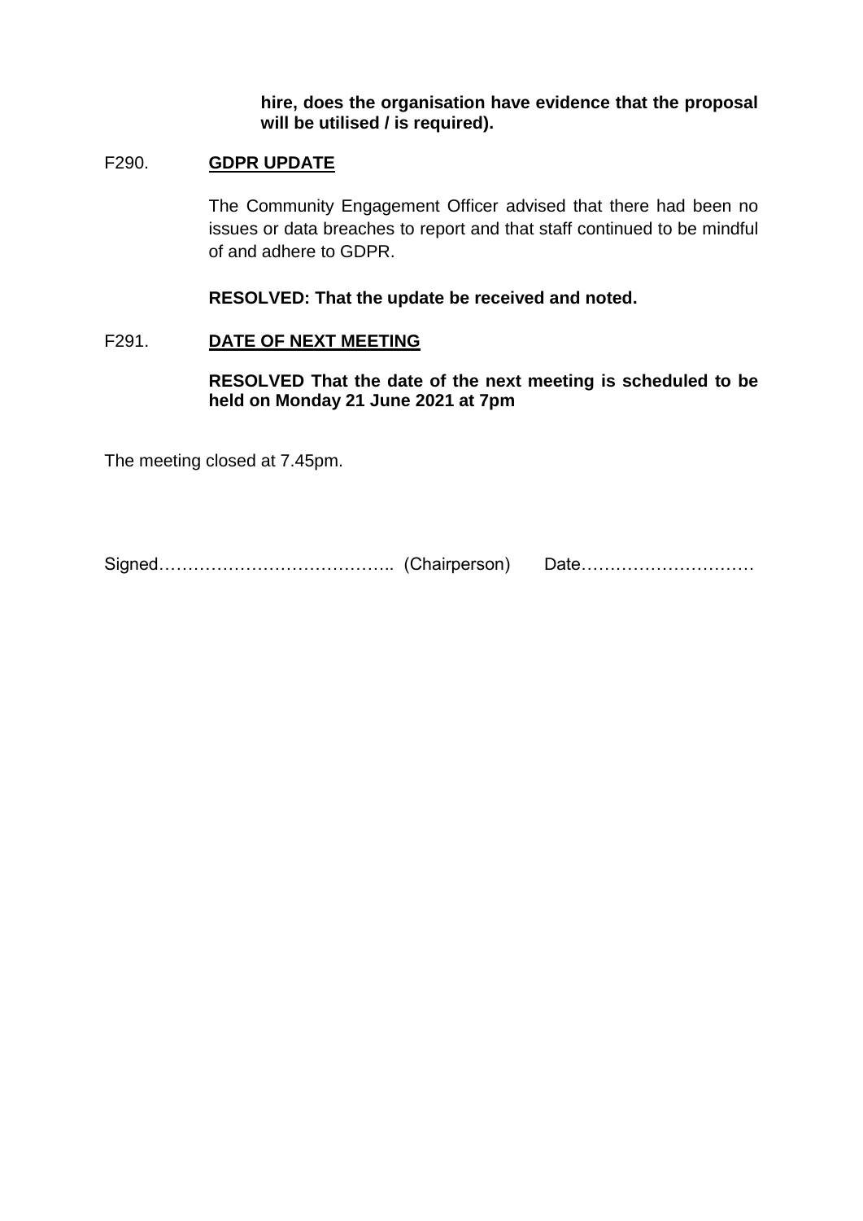**hire, does the organisation have evidence that the proposal will be utilised / is required).**

F290. **GDPR UPDATE**

The Community Engagement Officer advised that there had been no issues or data breaches to report and that staff continued to be mindful of and adhere to GDPR.

**RESOLVED: That the update be received and noted.**

F291. **DATE OF NEXT MEETING**

**RESOLVED That the date of the next meeting is scheduled to be held on Monday 21 June 2021 at 7pm**

The meeting closed at 7.45pm.

Signed………………………………….. (Chairperson) Date…………………………